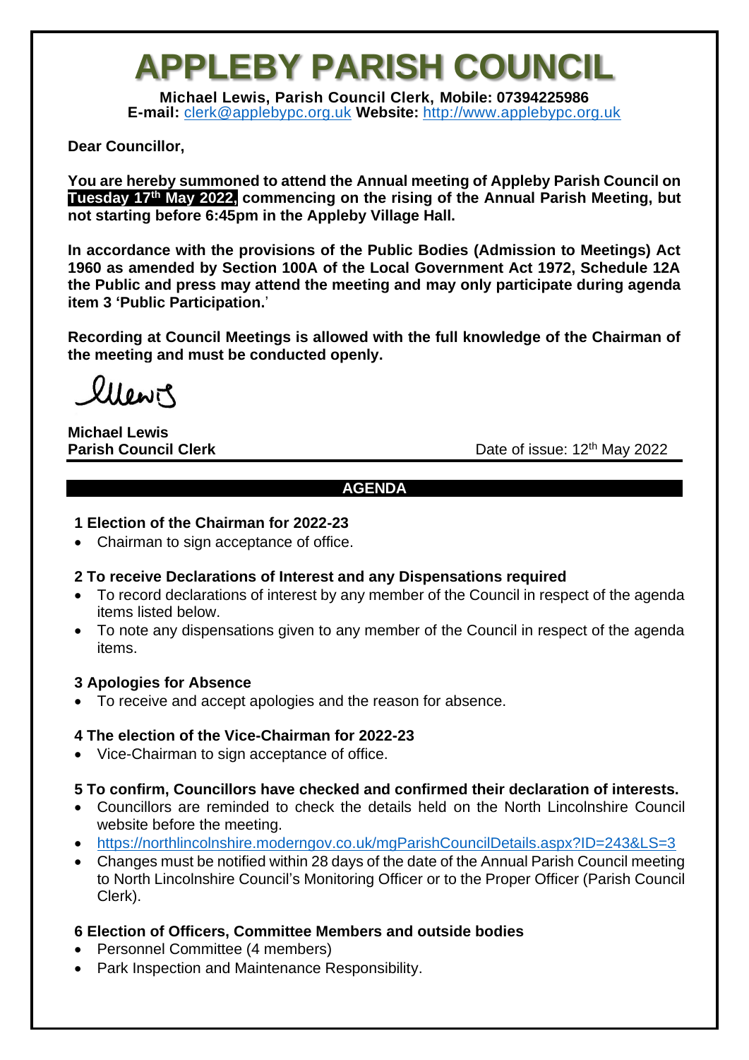# APPLEBY PARISH COUNCIL

**Michael Lewis, Parish Council Clerk, Mobile: 07394225986**
**E-mail:** clerk@applebypc.org.uk **Website:** http://www.applebypc.org.uk

**Dear Councillor,**

**You are hereby summoned to attend the Annual meeting of Appleby Parish Council on Tuesday 17th May 2022, commencing on the rising of the Annual Parish Meeting, but not starting before 6:45pm in the Appleby Village Hall.**

**In accordance with the provisions of the Public Bodies (Admission to Meetings) Act 1960 as amended by Section 100A of the Local Government Act 1972, Schedule 12A the Public and press may attend the meeting and may only participate during agenda item 3 'Public Participation.'**

**Recording at Council Meetings is allowed with the full knowledge of the Chairman of the meeting and must be conducted openly.**

MLewis

**Michael Lewis**
**Parish Council Clerk**

Date of issue: 12th May 2022

## AGENDA

### 1 Election of the Chairman for 2022-23

- Chairman to sign acceptance of office.

### 2 To receive Declarations of Interest and any Dispensations required

- To record declarations of interest by any member of the Council in respect of the agenda items listed below.
- To note any dispensations given to any member of the Council in respect of the agenda items.

### 3 Apologies for Absence

- To receive and accept apologies and the reason for absence.

### 4 The election of the Vice-Chairman for 2022-23

- Vice-Chairman to sign acceptance of office.

### 5 To confirm, Councillors have checked and confirmed their declaration of interests.

- Councillors are reminded to check the details held on the North Lincolnshire Council website before the meeting.
- https://northlincolnshire.moderngov.co.uk/mgParishCouncilDetails.aspx?ID=243&LS=3
- Changes must be notified within 28 days of the date of the Annual Parish Council meeting to North Lincolnshire Council's Monitoring Officer or to the Proper Officer (Parish Council Clerk).

### 6 Election of Officers, Committee Members and outside bodies

- Personnel Committee (4 members)
- Park Inspection and Maintenance Responsibility.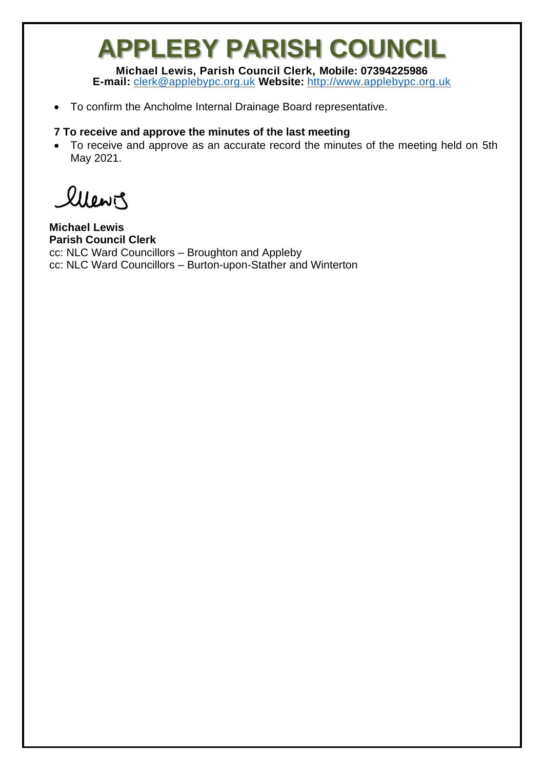# APPLEBY PARISH COUNCIL

**Michael Lewis, Parish Council Clerk, Mobile: 07394225986**
**E-mail:** clerk@applebypc.org.uk **Website:** http://www.applebypc.org.uk

- To confirm the Ancholme Internal Drainage Board representative.

**7 To receive and approve the minutes of the last meeting**

- To receive and approve as an accurate record the minutes of the meeting held on 5th May 2021.

**Michael Lewis**
**Parish Council Clerk**
cc: NLC Ward Councillors – Broughton and Appleby
cc: NLC Ward Councillors – Burton-upon-Stather and Winterton